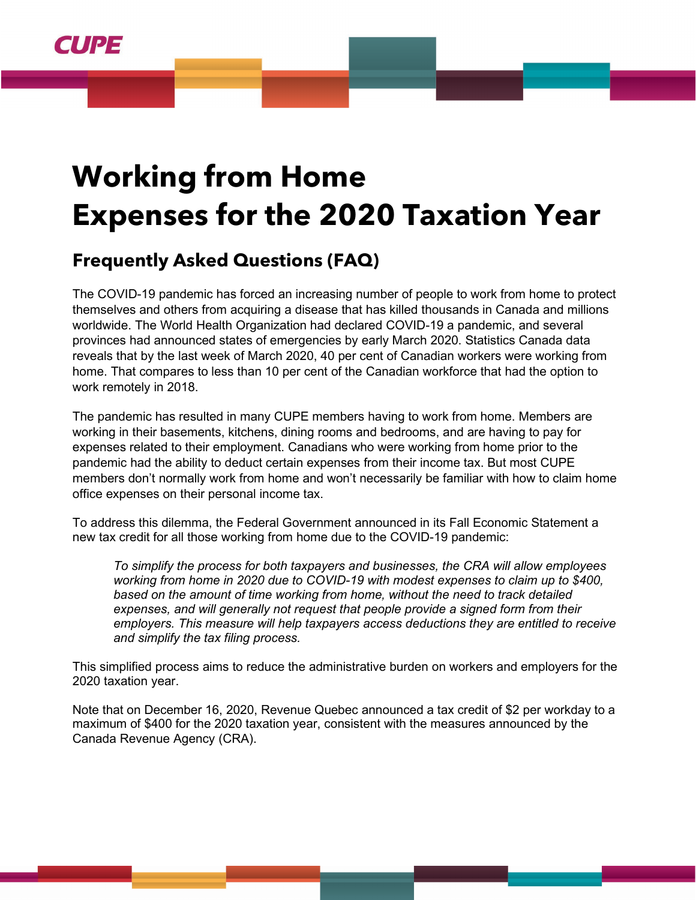CUPE

# Working from Home Expenses for the 2020 Taxation Year

## Frequently Asked Questions (FAQ)

The COVID-19 pandemic has forced an increasing number of people to work from home to protect themselves and others from acquiring a disease that has killed thousands in Canada and millions worldwide. The World Health Organization had declared COVID-19 a pandemic, and several provinces had announced states of emergencies by early March 2020. Statistics Canada data reveals that by the last week of March 2020, 40 per cent of Canadian workers were working from home. That compares to less than 10 per cent of the Canadian workforce that had the option to work remotely in 2018.

The pandemic has resulted in many CUPE members having to work from home. Members are working in their basements, kitchens, dining rooms and bedrooms, and are having to pay for expenses related to their employment. Canadians who were working from home prior to the pandemic had the ability to deduct certain expenses from their income tax. But most CUPE members don't normally work from home and won't necessarily be familiar with how to claim home office expenses on their personal income tax.

To address this dilemma, the Federal Government announced in its Fall Economic Statement a new tax credit for all those working from home due to the COVID-19 pandemic:

> *To simplify the process for both taxpayers and businesses, the CRA will allow employees working from home in 2020 due to COVID-19 with modest expenses to claim up to $400, based on the amount of time working from home, without the need to track detailed expenses, and will generally not request that people provide a signed form from their employers. This measure will help taxpayers access deductions they are entitled to receive and simplify the tax filing process.*

This simplified process aims to reduce the administrative burden on workers and employers for the 2020 taxation year.

Note that on December 16, 2020, Revenue Quebec announced a tax credit of $2 per workday to a maximum of $400 for the 2020 taxation year, consistent with the measures announced by the Canada Revenue Agency (CRA).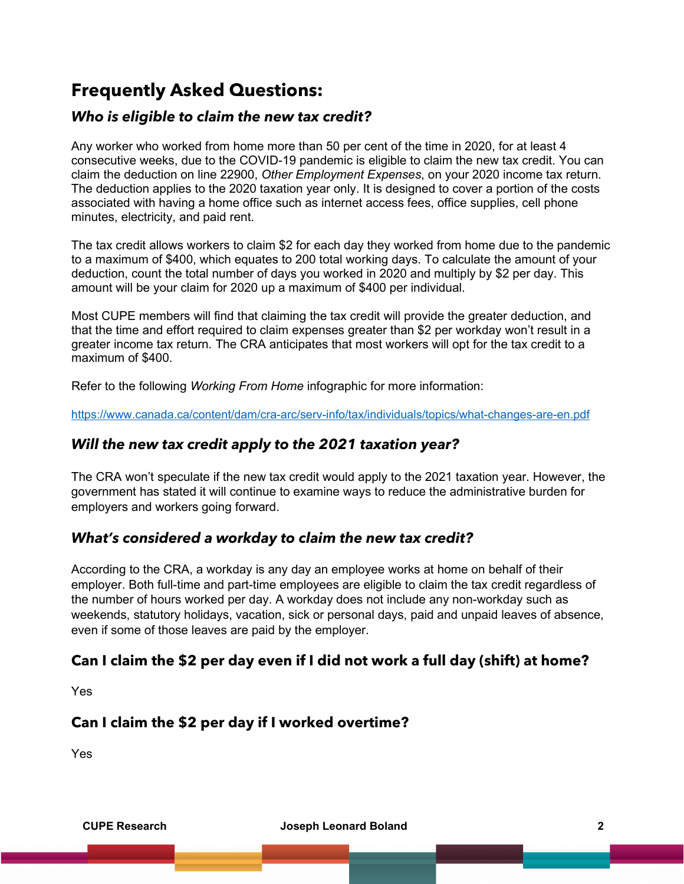## Frequently Asked Questions:

### *Who is eligible to claim the new tax credit?*

Any worker who worked from home more than 50 per cent of the time in 2020, for at least 4 consecutive weeks, due to the COVID-19 pandemic is eligible to claim the new tax credit. You can claim the deduction on line 22900, *Other Employment Expenses*, on your 2020 income tax return. The deduction applies to the 2020 taxation year only. It is designed to cover a portion of the costs associated with having a home office such as internet access fees, office supplies, cell phone minutes, electricity, and paid rent.

The tax credit allows workers to claim $2 for each day they worked from home due to the pandemic to a maximum of $400, which equates to 200 total working days. To calculate the amount of your deduction, count the total number of days you worked in 2020 and multiply by $2 per day. This amount will be your claim for 2020 up a maximum of $400 per individual.

Most CUPE members will find that claiming the tax credit will provide the greater deduction, and that the time and effort required to claim expenses greater than $2 per workday won't result in a greater income tax return. The CRA anticipates that most workers will opt for the tax credit to a maximum of $400.

Refer to the following *Working From Home* infographic for more information:

https://www.canada.ca/content/dam/cra-arc/serv-info/tax/individuals/topics/what-changes-are-en.pdf

### *Will the new tax credit apply to the 2021 taxation year?*

The CRA won't speculate if the new tax credit would apply to the 2021 taxation year. However, the government has stated it will continue to examine ways to reduce the administrative burden for employers and workers going forward.

### *What's considered a workday to claim the new tax credit?*

According to the CRA, a workday is any day an employee works at home on behalf of their employer. Both full-time and part-time employees are eligible to claim the tax credit regardless of the number of hours worked per day. A workday does not include any non-workday such as weekends, statutory holidays, vacation, sick or personal days, paid and unpaid leaves of absence, even if some of those leaves are paid by the employer.

### Can I claim the $2 per day even if I did not work a full day (shift) at home?

Yes

### Can I claim the $2 per day if I worked overtime?

Yes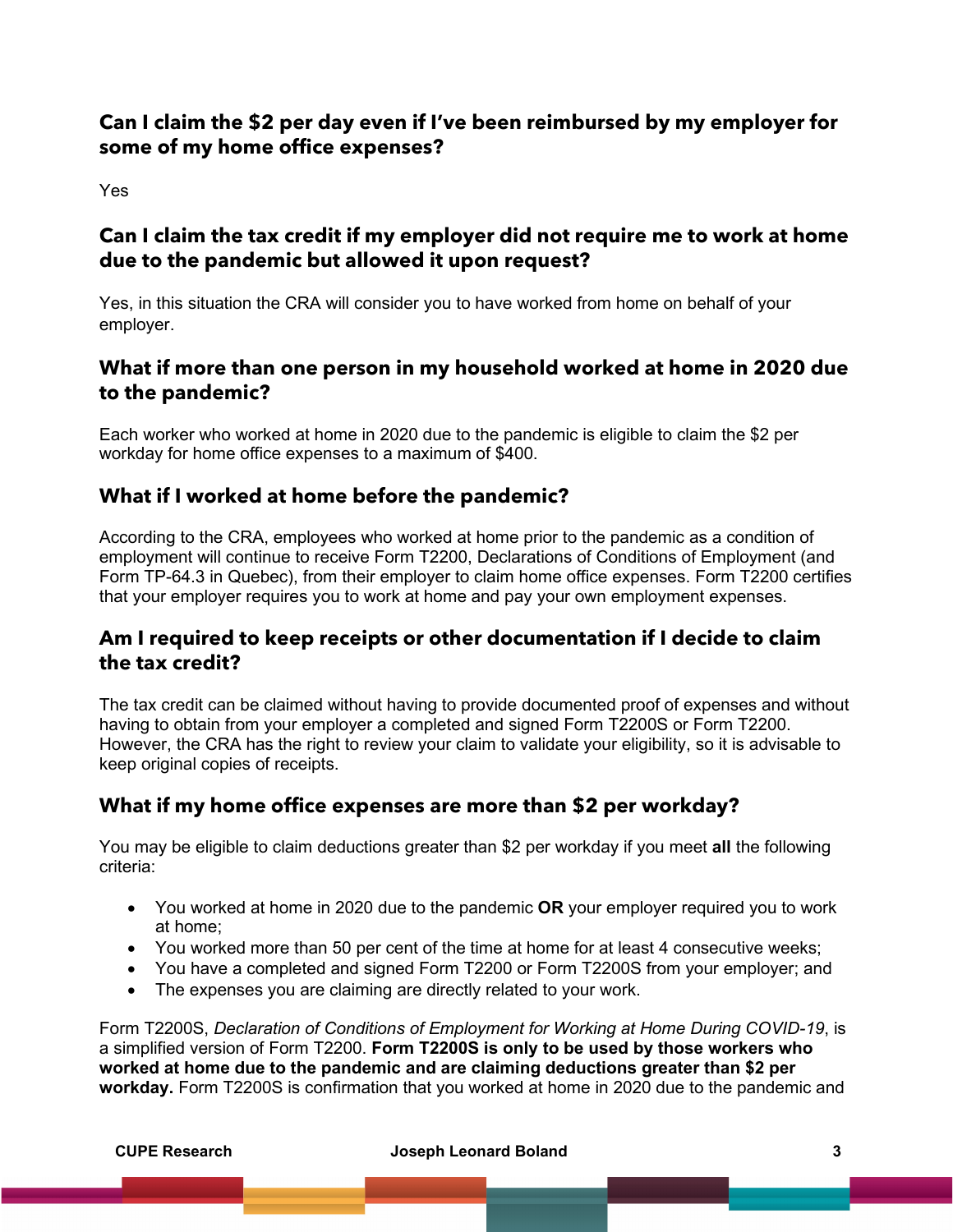### Can I claim the $2 per day even if I've been reimbursed by my employer for some of my home office expenses?

Yes

### Can I claim the tax credit if my employer did not require me to work at home due to the pandemic but allowed it upon request?

Yes, in this situation the CRA will consider you to have worked from home on behalf of your employer.

### What if more than one person in my household worked at home in 2020 due to the pandemic?

Each worker who worked at home in 2020 due to the pandemic is eligible to claim the $2 per workday for home office expenses to a maximum of $400.

### What if I worked at home before the pandemic?

According to the CRA, employees who worked at home prior to the pandemic as a condition of employment will continue to receive Form T2200, Declarations of Conditions of Employment (and Form TP-64.3 in Quebec), from their employer to claim home office expenses. Form T2200 certifies that your employer requires you to work at home and pay your own employment expenses.

### Am I required to keep receipts or other documentation if I decide to claim the tax credit?

The tax credit can be claimed without having to provide documented proof of expenses and without having to obtain from your employer a completed and signed Form T2200S or Form T2200. However, the CRA has the right to review your claim to validate your eligibility, so it is advisable to keep original copies of receipts.

### What if my home office expenses are more than $2 per workday?

You may be eligible to claim deductions greater than $2 per workday if you meet **all** the following criteria:

- You worked at home in 2020 due to the pandemic **OR** your employer required you to work at home;
- You worked more than 50 per cent of the time at home for at least 4 consecutive weeks;
- You have a completed and signed Form T2200 or Form T2200S from your employer; and
- The expenses you are claiming are directly related to your work.

Form T2200S, *Declaration of Conditions of Employment for Working at Home During COVID-19*, is a simplified version of Form T2200. **Form T2200S is only to be used by those workers who worked at home due to the pandemic and are claiming deductions greater than $2 per workday.** Form T2200S is confirmation that you worked at home in 2020 due to the pandemic and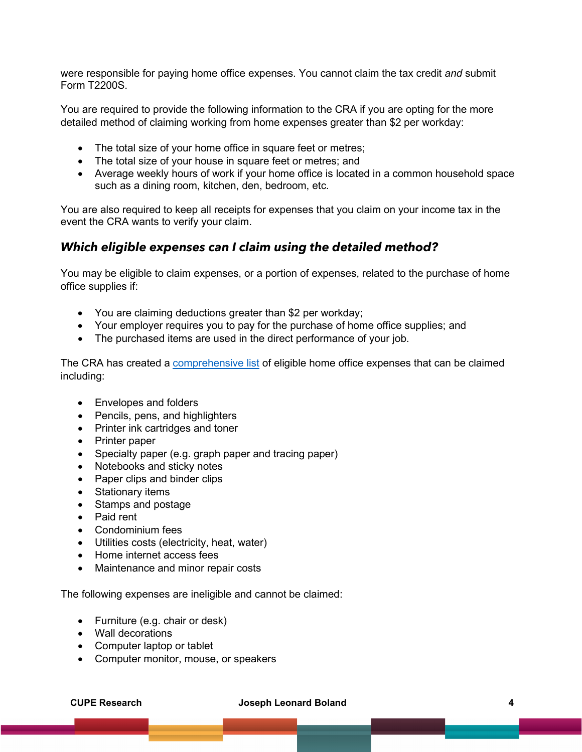were responsible for paying home office expenses. You cannot claim the tax credit *and* submit Form T2200S.

You are required to provide the following information to the CRA if you are opting for the more detailed method of claiming working from home expenses greater than $2 per workday:

- The total size of your home office in square feet or metres;
- The total size of your house in square feet or metres; and
- Average weekly hours of work if your home office is located in a common household space such as a dining room, kitchen, den, bedroom, etc.

You are also required to keep all receipts for expenses that you claim on your income tax in the event the CRA wants to verify your claim.

### *Which eligible expenses can I claim using the detailed method?*

You may be eligible to claim expenses, or a portion of expenses, related to the purchase of home office supplies if:

- You are claiming deductions greater than $2 per workday;
- Your employer requires you to pay for the purchase of home office supplies; and
- The purchased items are used in the direct performance of your job.

The CRA has created a comprehensive list of eligible home office expenses that can be claimed including:

- Envelopes and folders
- Pencils, pens, and highlighters
- Printer ink cartridges and toner
- Printer paper
- Specialty paper (e.g. graph paper and tracing paper)
- Notebooks and sticky notes
- Paper clips and binder clips
- Stationary items
- Stamps and postage
- Paid rent
- Condominium fees
- Utilities costs (electricity, heat, water)
- Home internet access fees
- Maintenance and minor repair costs

The following expenses are ineligible and cannot be claimed:

- Furniture (e.g. chair or desk)
- Wall decorations
- Computer laptop or tablet
- Computer monitor, mouse, or speakers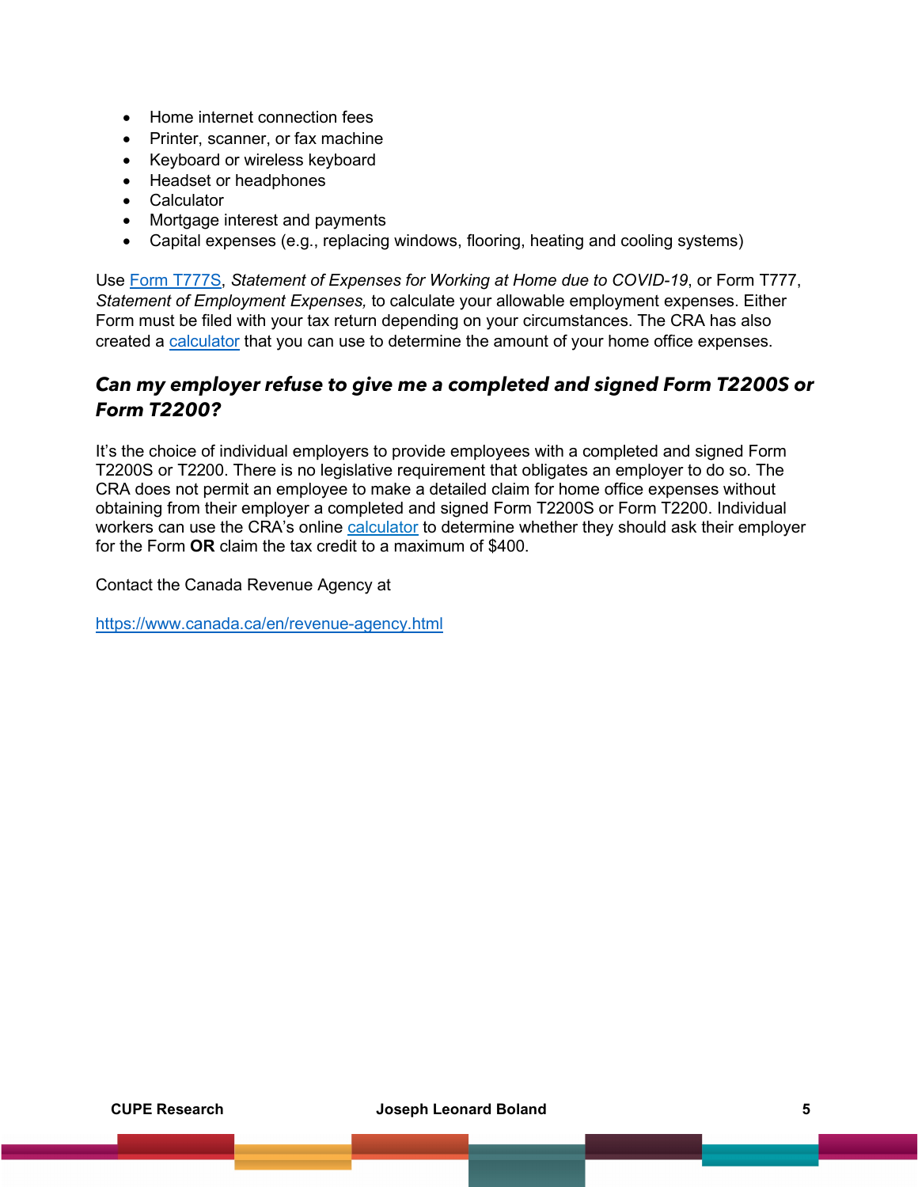- Home internet connection fees
- Printer, scanner, or fax machine
- Keyboard or wireless keyboard
- Headset or headphones
- Calculator
- Mortgage interest and payments
- Capital expenses (e.g., replacing windows, flooring, heating and cooling systems)

Use [Form T777S](), *Statement of Expenses for Working at Home due to COVID-19*, or Form T777, *Statement of Employment Expenses,* to calculate your allowable employment expenses. Either Form must be filed with your tax return depending on your circumstances. The CRA has also created a [calculator]() that you can use to determine the amount of your home office expenses.

### *Can my employer refuse to give me a completed and signed Form T2200S or Form T2200?*

It's the choice of individual employers to provide employees with a completed and signed Form T2200S or T2200. There is no legislative requirement that obligates an employer to do so. The CRA does not permit an employee to make a detailed claim for home office expenses without obtaining from their employer a completed and signed Form T2200S or Form T2200. Individual workers can use the CRA's online [calculator]() to determine whether they should ask their employer for the Form **OR** claim the tax credit to a maximum of $400.

Contact the Canada Revenue Agency at

[https://www.canada.ca/en/revenue-agency.html](https://www.canada.ca/en/revenue-agency.html)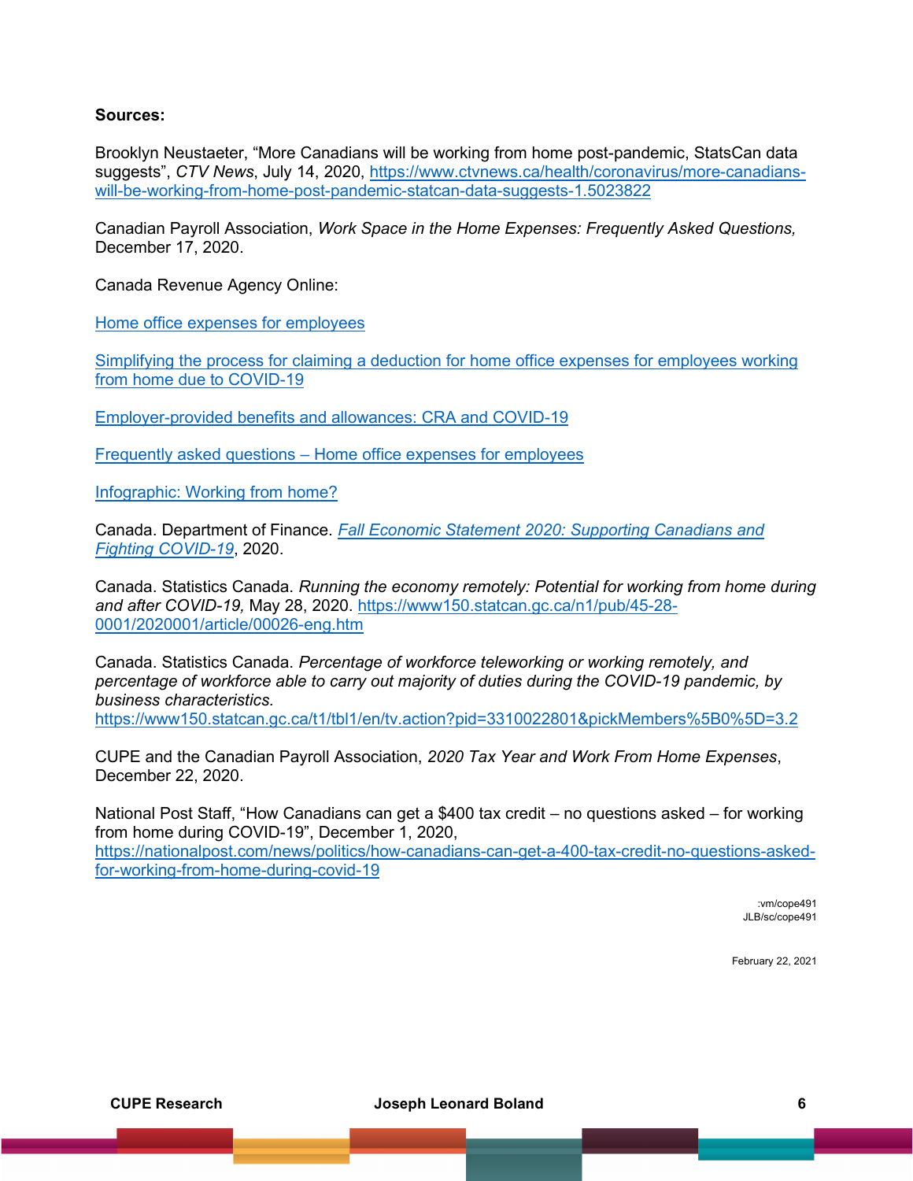**Sources:**

Brooklyn Neustaeter, "More Canadians will be working from home post-pandemic, StatsCan data suggests", *CTV News*, July 14, 2020, [https://www.ctvnews.ca/health/coronavirus/more-canadians-will-be-working-from-home-post-pandemic-statcan-data-suggests-1.5023822](https://www.ctvnews.ca/health/coronavirus/more-canadians-will-be-working-from-home-post-pandemic-statcan-data-suggests-1.5023822)

Canadian Payroll Association, *Work Space in the Home Expenses: Frequently Asked Questions,* December 17, 2020.

Canada Revenue Agency Online:

Home office expenses for employees

Simplifying the process for claiming a deduction for home office expenses for employees working from home due to COVID-19

Employer-provided benefits and allowances: CRA and COVID-19

Frequently asked questions – Home office expenses for employees

Infographic: Working from home?

Canada. Department of Finance. *Fall Economic Statement 2020: Supporting Canadians and Fighting COVID-19*, 2020.

Canada. Statistics Canada. *Running the economy remotely: Potential for working from home during and after COVID-19,* May 28, 2020. [https://www150.statcan.gc.ca/n1/pub/45-28-0001/2020001/article/00026-eng.htm](https://www150.statcan.gc.ca/n1/pub/45-28-0001/2020001/article/00026-eng.htm)

Canada. Statistics Canada. *Percentage of workforce teleworking or working remotely, and percentage of workforce able to carry out majority of duties during the COVID-19 pandemic, by business characteristics.* [https://www150.statcan.gc.ca/t1/tbl1/en/tv.action?pid=3310022801&pickMembers%5B0%5D=3.2](https://www150.statcan.gc.ca/t1/tbl1/en/tv.action?pid=3310022801&pickMembers%5B0%5D=3.2)

CUPE and the Canadian Payroll Association, *2020 Tax Year and Work From Home Expenses*, December 22, 2020.

National Post Staff, "How Canadians can get a $400 tax credit – no questions asked – for working from home during COVID-19", December 1, 2020, [https://nationalpost.com/news/politics/how-canadians-can-get-a-400-tax-credit-no-questions-asked-for-working-from-home-during-covid-19](https://nationalpost.com/news/politics/how-canadians-can-get-a-400-tax-credit-no-questions-asked-for-working-from-home-during-covid-19)

:vm/cope491
JLB/sc/cope491

February 22, 2021